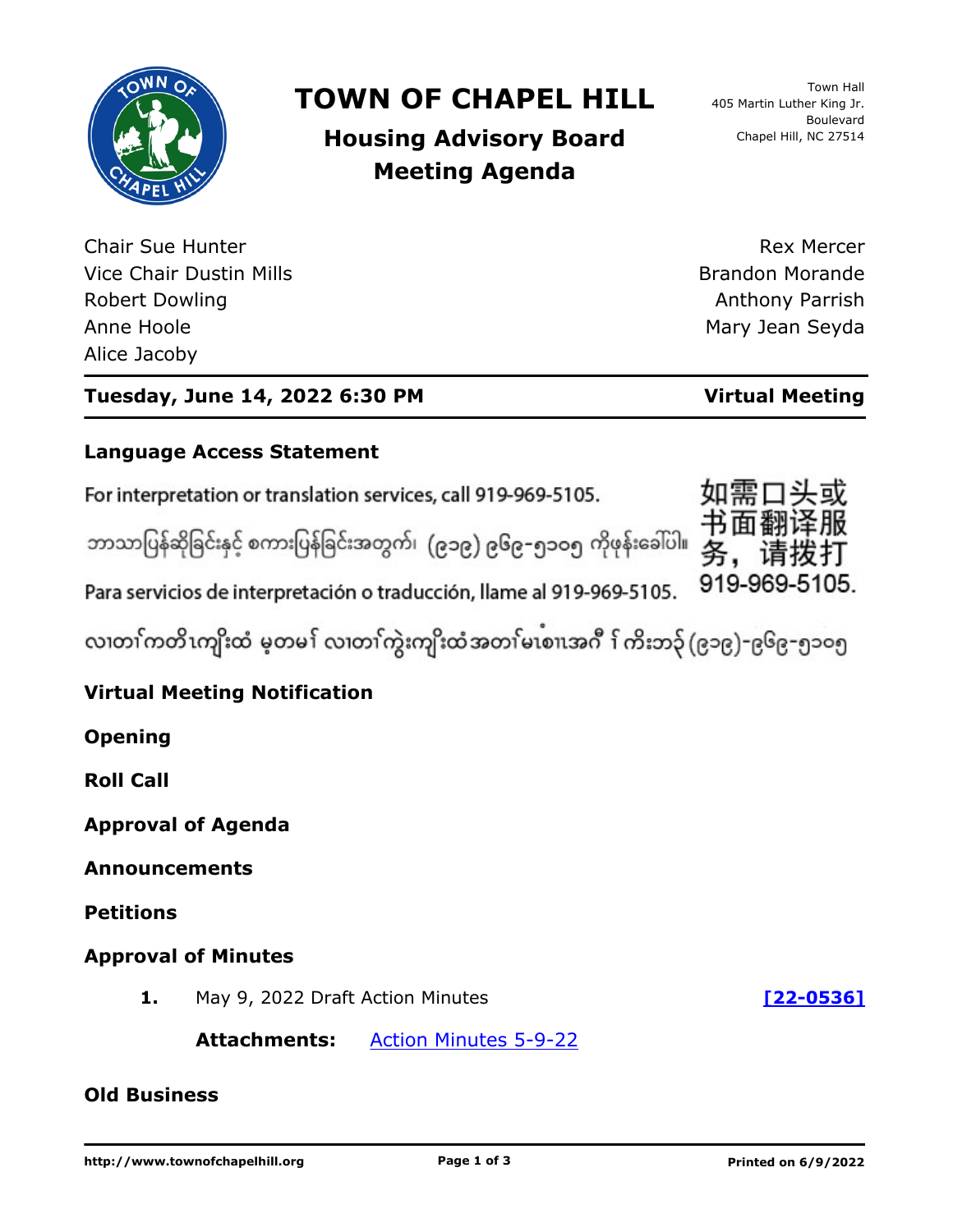# TOWN OF CHAPEL HILL

## Housing Advisory Board Meeting Agenda

Town Hall
405 Martin Luther King Jr. Boulevard
Chapel Hill, NC 27514

Chair Sue Hunter
Vice Chair Dustin Mills
Robert Dowling
Anne Hoole
Alice Jacoby
Rex Mercer
Brandon Morande
Anthony Parrish
Mary Jean Seyda

**Tuesday, June 14, 2022 6:30 PM** **Virtual Meeting**

### Language Access Statement

For interpretation or translation services, call 919-969-5105.

ဘာသာပြန်ဆိုခြင်းနှင့် စကားပြန်ခြင်းအတွက်၊ (၉၁၉) ၉၆၉-၅၁၀၅ ကိုဖုန်းခေါ်ပါ။

Para servicios de interpretación o traducción, llame al 919-969-5105.

လၢတၢ်ကတိၤကျိးထံ မ့တမ့ၢ် လၢတၢ်ကွဲးကျိးထံအတၢ်မၤစၢၤအဂီ ၢ် ကိးဘ၃် (၉၁၉)-၉၆၉-၅၁၀၅

如需口头或书面翻译服务，请拨打 919-969-5105.

### Virtual Meeting Notification

### Opening

### Roll Call

### Approval of Agenda

### Announcements

### Petitions

### Approval of Minutes

1. May 9, 2022 Draft Action Minutes [22-0536]

   **Attachments:** Action Minutes 5-9-22

### Old Business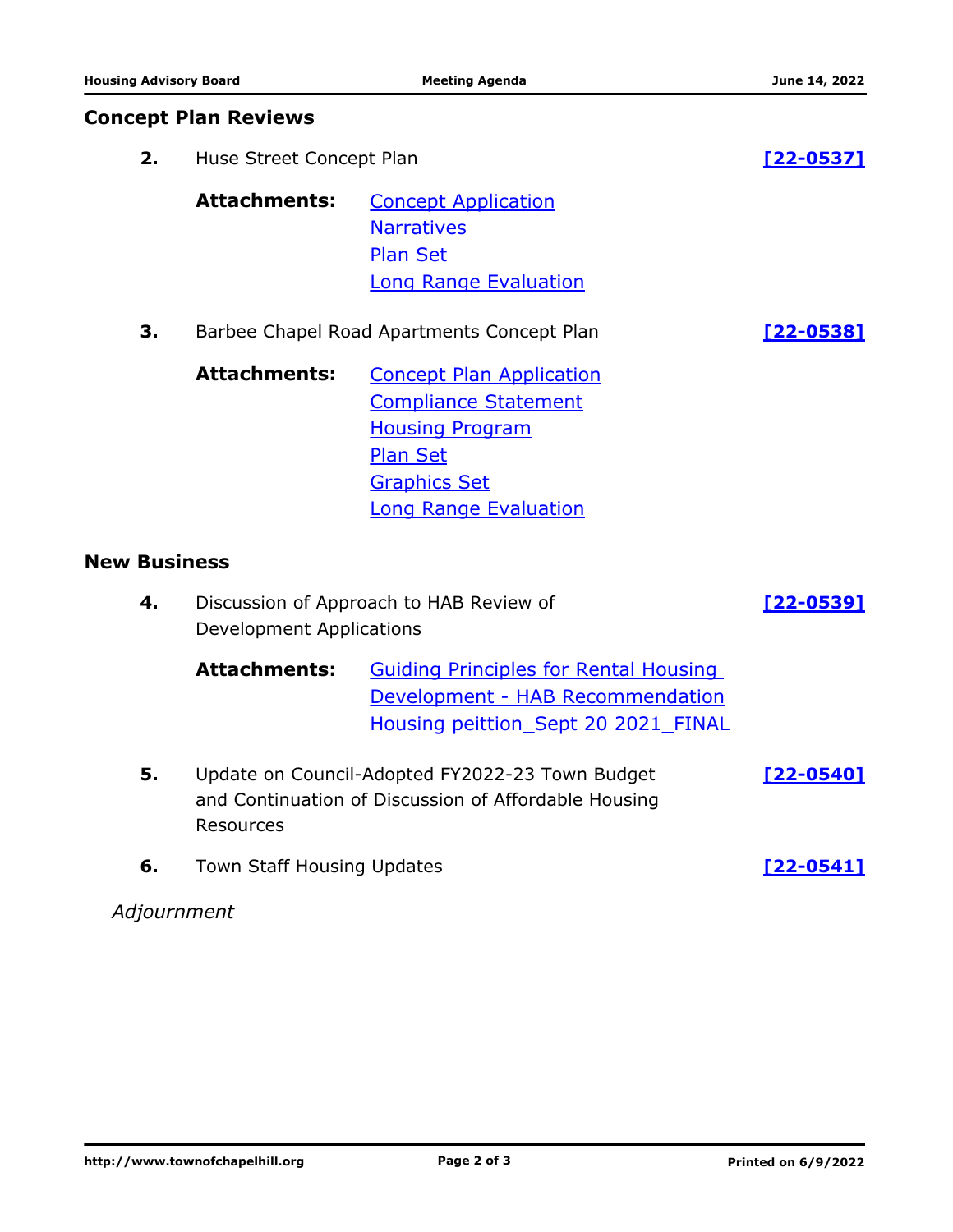## Concept Plan Reviews

**2.** Huse Street Concept Plan **[22-0537]**

**Attachments:**
- Concept Application
- Narratives
- Plan Set
- Long Range Evaluation

**3.** Barbee Chapel Road Apartments Concept Plan **[22-0538]**

**Attachments:**
- Concept Plan Application
- Compliance Statement
- Housing Program
- Plan Set
- Graphics Set
- Long Range Evaluation

## New Business

**4.** Discussion of Approach to HAB Review of Development Applications **[22-0539]**

**Attachments:**
- Guiding Principles for Rental Housing Development - HAB Recommendation
- Housing peitition_Sept 20 2021_FINAL

**5.** Update on Council-Adopted FY2022-23 Town Budget and Continuation of Discussion of Affordable Housing Resources **[22-0540]**

**6.** Town Staff Housing Updates **[22-0541]**

*Adjournment*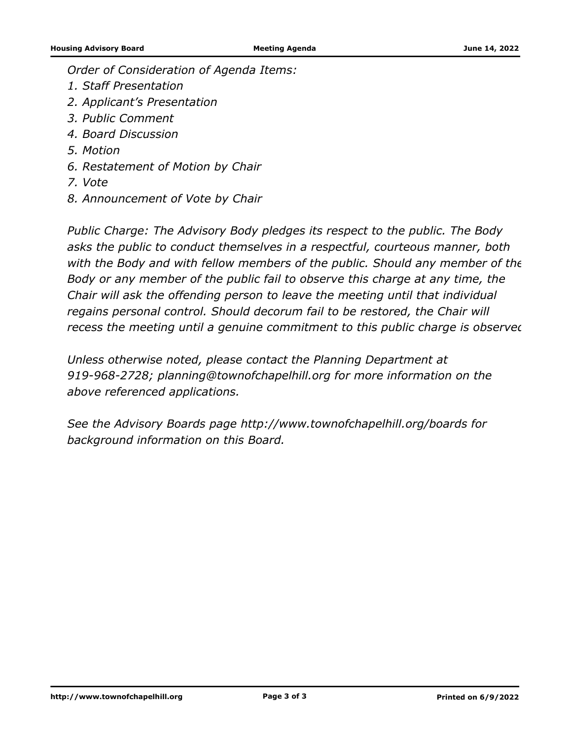*Order of Consideration of Agenda Items:*

1. *Staff Presentation*
2. *Applicant's Presentation*
3. *Public Comment*
4. *Board Discussion*
5. *Motion*
6. *Restatement of Motion by Chair*
7. *Vote*
8. *Announcement of Vote by Chair*

*Public Charge: The Advisory Body pledges its respect to the public. The Body asks the public to conduct themselves in a respectful, courteous manner, both with the Body and with fellow members of the public. Should any member of the Body or any member of the public fail to observe this charge at any time, the Chair will ask the offending person to leave the meeting until that individual regains personal control. Should decorum fail to be restored, the Chair will recess the meeting until a genuine commitment to this public charge is observed.*

*Unless otherwise noted, please contact the Planning Department at 919-968-2728; planning@townofchapelhill.org for more information on the above referenced applications.*

*See the Advisory Boards page http://www.townofchapelhill.org/boards for background information on this Board.*